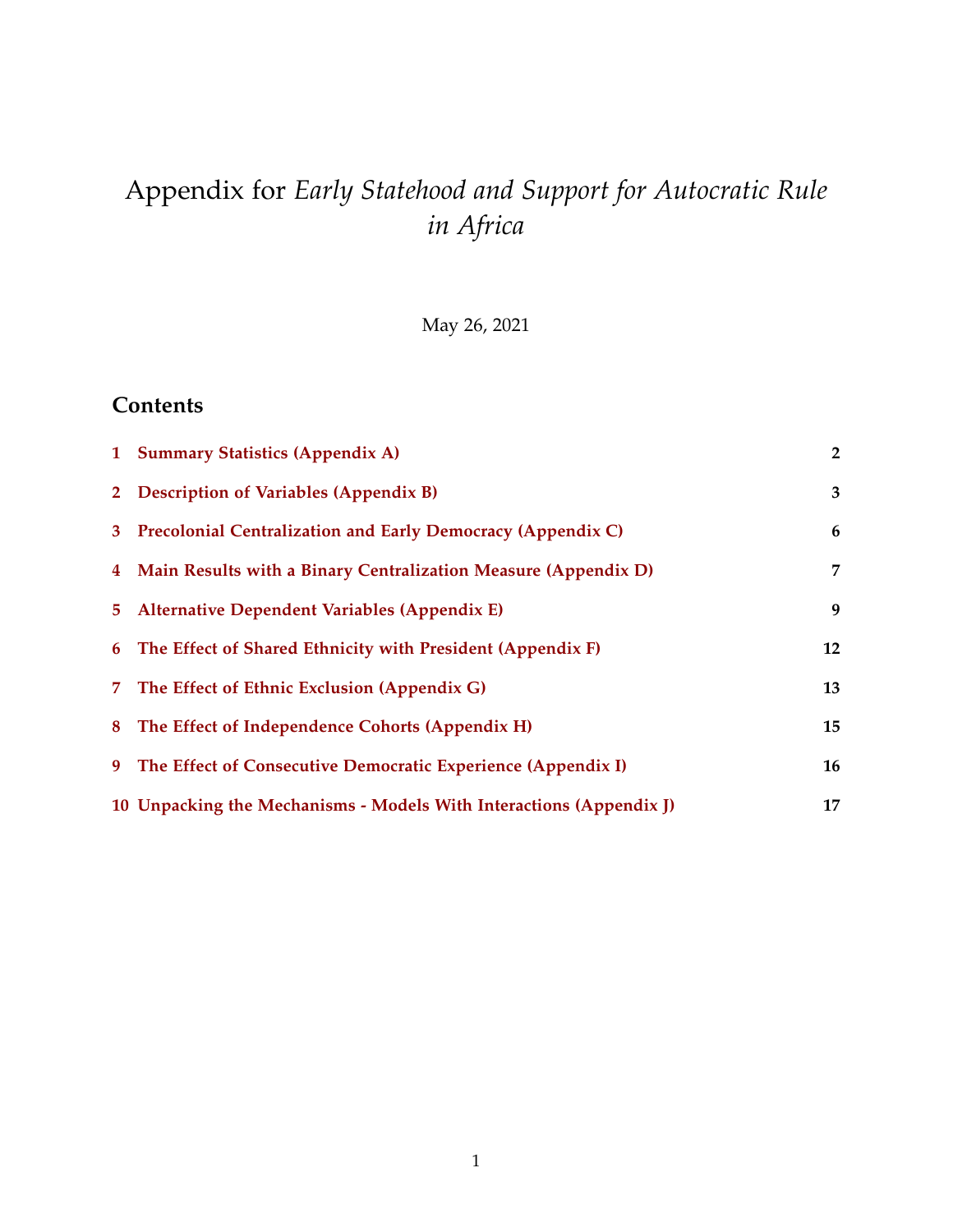# Appendix for *Early Statehood and Support for Autocratic Rule in Africa*

May 26, 2021

## Contents

| | | |
|---|---|---|
| 1 | **Summary Statistics (Appendix A)** | **2** |
| 2 | **Description of Variables (Appendix B)** | **3** |
| 3 | **Precolonial Centralization and Early Democracy (Appendix C)** | **6** |
| 4 | **Main Results with a Binary Centralization Measure (Appendix D)** | **7** |
| 5 | **Alternative Dependent Variables (Appendix E)** | **9** |
| 6 | **The Effect of Shared Ethnicity with President (Appendix F)** | **12** |
| 7 | **The Effect of Ethnic Exclusion (Appendix G)** | **13** |
| 8 | **The Effect of Independence Cohorts (Appendix H)** | **15** |
| 9 | **The Effect of Consecutive Democratic Experience (Appendix I)** | **16** |
| 10 | **Unpacking the Mechanisms - Models With Interactions (Appendix J)** | **17** |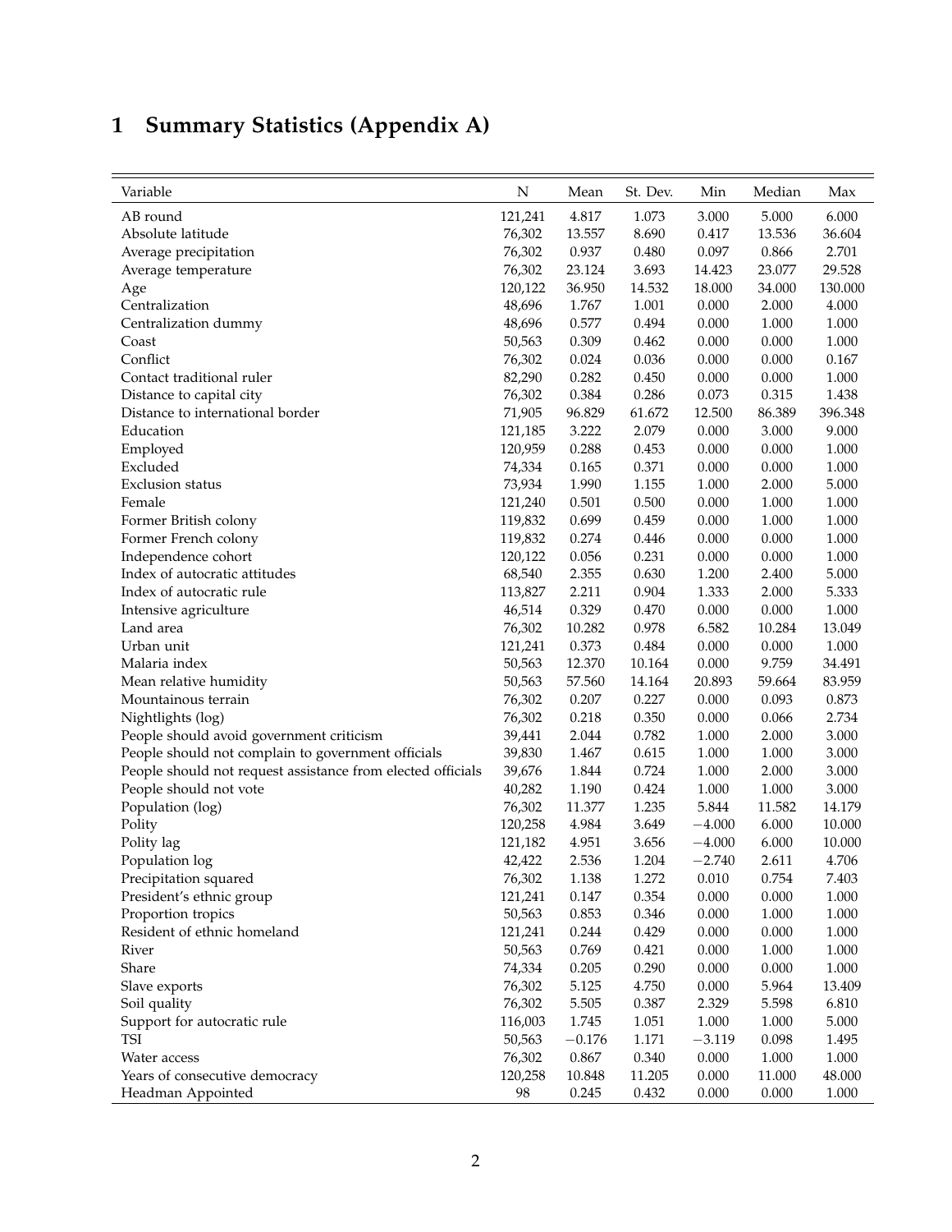# 1 Summary Statistics (Appendix A)

| Variable | N | Mean | St. Dev. | Min | Median | Max |
|---|---|---|---|---|---|---|
| AB round | 121,241 | 4.817 | 1.073 | 3.000 | 5.000 | 6.000 |
| Absolute latitude | 76,302 | 13.557 | 8.690 | 0.417 | 13.536 | 36.604 |
| Average precipitation | 76,302 | 0.937 | 0.480 | 0.097 | 0.866 | 2.701 |
| Average temperature | 76,302 | 23.124 | 3.693 | 14.423 | 23.077 | 29.528 |
| Age | 120,122 | 36.950 | 14.532 | 18.000 | 34.000 | 130.000 |
| Centralization | 48,696 | 1.767 | 1.001 | 0.000 | 2.000 | 4.000 |
| Centralization dummy | 48,696 | 0.577 | 0.494 | 0.000 | 1.000 | 1.000 |
| Coast | 50,563 | 0.309 | 0.462 | 0.000 | 0.000 | 1.000 |
| Conflict | 76,302 | 0.024 | 0.036 | 0.000 | 0.000 | 0.167 |
| Contact traditional ruler | 82,290 | 0.282 | 0.450 | 0.000 | 0.000 | 1.000 |
| Distance to capital city | 76,302 | 0.384 | 0.286 | 0.073 | 0.315 | 1.438 |
| Distance to international border | 71,905 | 96.829 | 61.672 | 12.500 | 86.389 | 396.348 |
| Education | 121,185 | 3.222 | 2.079 | 0.000 | 3.000 | 9.000 |
| Employed | 120,959 | 0.288 | 0.453 | 0.000 | 0.000 | 1.000 |
| Excluded | 74,334 | 0.165 | 0.371 | 0.000 | 0.000 | 1.000 |
| Exclusion status | 73,934 | 1.990 | 1.155 | 1.000 | 2.000 | 5.000 |
| Female | 121,240 | 0.501 | 0.500 | 0.000 | 1.000 | 1.000 |
| Former British colony | 119,832 | 0.699 | 0.459 | 0.000 | 1.000 | 1.000 |
| Former French colony | 119,832 | 0.274 | 0.446 | 0.000 | 0.000 | 1.000 |
| Independence cohort | 120,122 | 0.056 | 0.231 | 0.000 | 0.000 | 1.000 |
| Index of autocratic attitudes | 68,540 | 2.355 | 0.630 | 1.200 | 2.400 | 5.000 |
| Index of autocratic rule | 113,827 | 2.211 | 0.904 | 1.333 | 2.000 | 5.333 |
| Intensive agriculture | 46,514 | 0.329 | 0.470 | 0.000 | 0.000 | 1.000 |
| Land area | 76,302 | 10.282 | 0.978 | 6.582 | 10.284 | 13.049 |
| Urban unit | 121,241 | 0.373 | 0.484 | 0.000 | 0.000 | 1.000 |
| Malaria index | 50,563 | 12.370 | 10.164 | 0.000 | 9.759 | 34.491 |
| Mean relative humidity | 50,563 | 57.560 | 14.164 | 20.893 | 59.664 | 83.959 |
| Mountainous terrain | 76,302 | 0.207 | 0.227 | 0.000 | 0.093 | 0.873 |
| Nightlights (log) | 76,302 | 0.218 | 0.350 | 0.000 | 0.066 | 2.734 |
| People should avoid government criticism | 39,441 | 2.044 | 0.782 | 1.000 | 2.000 | 3.000 |
| People should not complain to government officials | 39,830 | 1.467 | 0.615 | 1.000 | 1.000 | 3.000 |
| People should not request assistance from elected officials | 39,676 | 1.844 | 0.724 | 1.000 | 2.000 | 3.000 |
| People should not vote | 40,282 | 1.190 | 0.424 | 1.000 | 1.000 | 3.000 |
| Population (log) | 76,302 | 11.377 | 1.235 | 5.844 | 11.582 | 14.179 |
| Polity | 120,258 | 4.984 | 3.649 | −4.000 | 6.000 | 10.000 |
| Polity lag | 121,182 | 4.951 | 3.656 | −4.000 | 6.000 | 10.000 |
| Population log | 42,422 | 2.536 | 1.204 | −2.740 | 2.611 | 4.706 |
| Precipitation squared | 76,302 | 1.138 | 1.272 | 0.010 | 0.754 | 7.403 |
| President's ethnic group | 121,241 | 0.147 | 0.354 | 0.000 | 0.000 | 1.000 |
| Proportion tropics | 50,563 | 0.853 | 0.346 | 0.000 | 1.000 | 1.000 |
| Resident of ethnic homeland | 121,241 | 0.244 | 0.429 | 0.000 | 0.000 | 1.000 |
| River | 50,563 | 0.769 | 0.421 | 0.000 | 1.000 | 1.000 |
| Share | 74,334 | 0.205 | 0.290 | 0.000 | 0.000 | 1.000 |
| Slave exports | 76,302 | 5.125 | 4.750 | 0.000 | 5.964 | 13.409 |
| Soil quality | 76,302 | 5.505 | 0.387 | 2.329 | 5.598 | 6.810 |
| Support for autocratic rule | 116,003 | 1.745 | 1.051 | 1.000 | 1.000 | 5.000 |
| TSI | 50,563 | −0.176 | 1.171 | −3.119 | 0.098 | 1.495 |
| Water access | 76,302 | 0.867 | 0.340 | 0.000 | 1.000 | 1.000 |
| Years of consecutive democracy | 120,258 | 10.848 | 11.205 | 0.000 | 11.000 | 48.000 |
| Headman Appointed | 98 | 0.245 | 0.432 | 0.000 | 0.000 | 1.000 |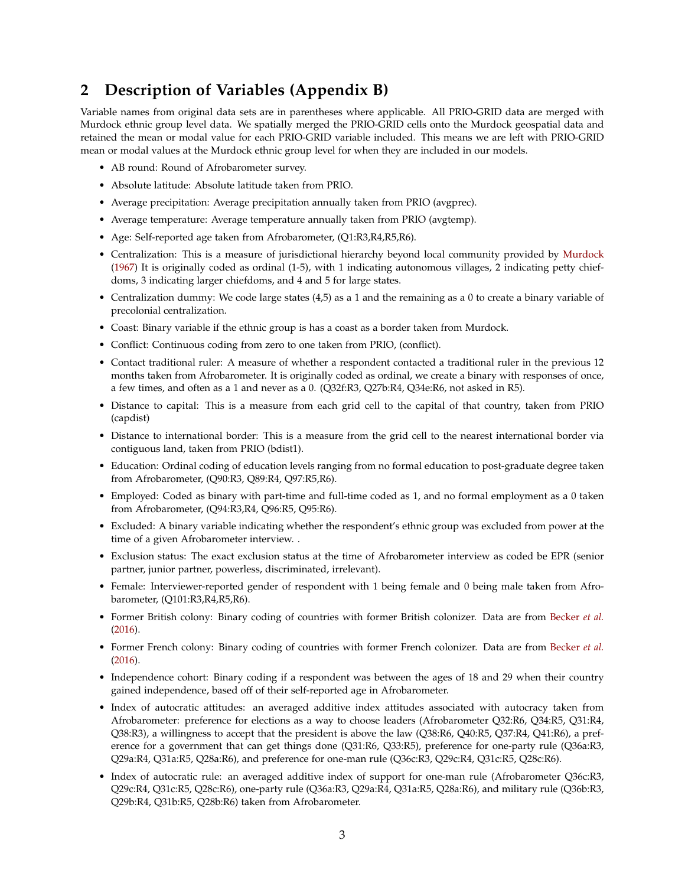## 2 Description of Variables (Appendix B)

Variable names from original data sets are in parentheses where applicable. All PRIO-GRID data are merged with Murdock ethnic group level data. We spatially merged the PRIO-GRID cells onto the Murdock geospatial data and retained the mean or modal value for each PRIO-GRID variable included. This means we are left with PRIO-GRID mean or modal values at the Murdock ethnic group level for when they are included in our models.

- AB round: Round of Afrobarometer survey.
- Absolute latitude: Absolute latitude taken from PRIO.
- Average precipitation: Average precipitation annually taken from PRIO (avgprec).
- Average temperature: Average temperature annually taken from PRIO (avgtemp).
- Age: Self-reported age taken from Afrobarometer, (Q1:R3,R4,R5,R6).
- Centralization: This is a measure of jurisdictional hierarchy beyond local community provided by Murdock (1967) It is originally coded as ordinal (1-5), with 1 indicating autonomous villages, 2 indicating petty chiefdoms, 3 indicating larger chiefdoms, and 4 and 5 for large states.
- Centralization dummy: We code large states (4,5) as a 1 and the remaining as a 0 to create a binary variable of precolonial centralization.
- Coast: Binary variable if the ethnic group is has a coast as a border taken from Murdock.
- Conflict: Continuous coding from zero to one taken from PRIO, (conflict).
- Contact traditional ruler: A measure of whether a respondent contacted a traditional ruler in the previous 12 months taken from Afrobarometer. It is originally coded as ordinal, we create a binary with responses of once, a few times, and often as a 1 and never as a 0. (Q32f:R3, Q27b:R4, Q34e:R6, not asked in R5).
- Distance to capital: This is a measure from each grid cell to the capital of that country, taken from PRIO (capdist)
- Distance to international border: This is a measure from the grid cell to the nearest international border via contiguous land, taken from PRIO (bdist1).
- Education: Ordinal coding of education levels ranging from no formal education to post-graduate degree taken from Afrobarometer, (Q90:R3, Q89:R4, Q97:R5,R6).
- Employed: Coded as binary with part-time and full-time coded as 1, and no formal employment as a 0 taken from Afrobarometer, (Q94:R3,R4, Q96:R5, Q95:R6).
- Excluded: A binary variable indicating whether the respondent's ethnic group was excluded from power at the time of a given Afrobarometer interview. .
- Exclusion status: The exact exclusion status at the time of Afrobarometer interview as coded be EPR (senior partner, junior partner, powerless, discriminated, irrelevant).
- Female: Interviewer-reported gender of respondent with 1 being female and 0 being male taken from Afrobarometer, (Q101:R3,R4,R5,R6).
- Former British colony: Binary coding of countries with former British colonizer. Data are from Becker *et al.* (2016).
- Former French colony: Binary coding of countries with former French colonizer. Data are from Becker *et al.* (2016).
- Independence cohort: Binary coding if a respondent was between the ages of 18 and 29 when their country gained independence, based off of their self-reported age in Afrobarometer.
- Index of autocratic attitudes: an averaged additive index attitudes associated with autocracy taken from Afrobarometer: preference for elections as a way to choose leaders (Afrobarometer Q32:R6, Q34:R5, Q31:R4, Q38:R3), a willingness to accept that the president is above the law (Q38:R6, Q40:R5, Q37:R4, Q41:R6), a preference for a government that can get things done (Q31:R6, Q33:R5), preference for one-party rule (Q36a:R3, Q29a:R4, Q31a:R5, Q28a:R6), and preference for one-man rule (Q36c:R3, Q29c:R4, Q31c:R5, Q28c:R6).
- Index of autocratic rule: an averaged additive index of support for one-man rule (Afrobarometer Q36c:R3, Q29c:R4, Q31c:R5, Q28c:R6), one-party rule (Q36a:R3, Q29a:R4, Q31a:R5, Q28a:R6), and military rule (Q36b:R3, Q29b:R4, Q31b:R5, Q28b:R6) taken from Afrobarometer.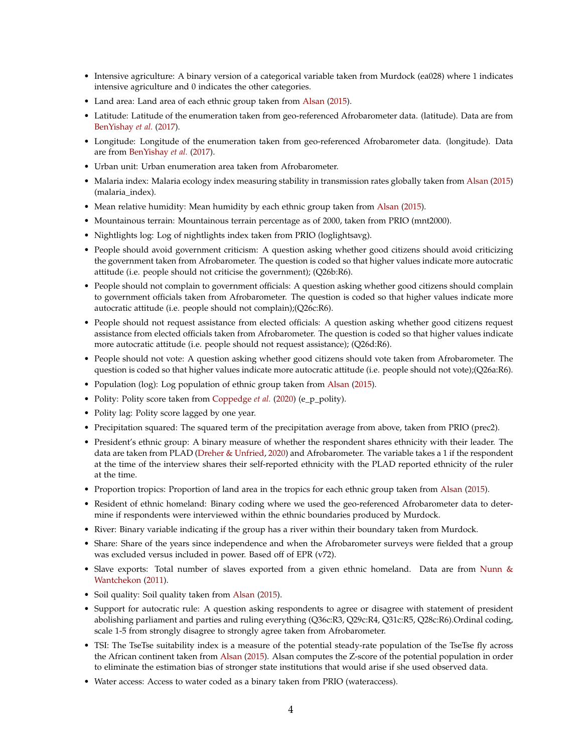- Intensive agriculture: A binary version of a categorical variable taken from Murdock (ea028) where 1 indicates intensive agriculture and 0 indicates the other categories.
- Land area: Land area of each ethnic group taken from Alsan (2015).
- Latitude: Latitude of the enumeration taken from geo-referenced Afrobarometer data. (latitude). Data are from BenYishay *et al.* (2017).
- Longitude: Longitude of the enumeration taken from geo-referenced Afrobarometer data. (longitude). Data are from BenYishay *et al.* (2017).
- Urban unit: Urban enumeration area taken from Afrobarometer.
- Malaria index: Malaria ecology index measuring stability in transmission rates globally taken from Alsan (2015) (malaria_index).
- Mean relative humidity: Mean humidity by each ethnic group taken from Alsan (2015).
- Mountainous terrain: Mountainous terrain percentage as of 2000, taken from PRIO (mnt2000).
- Nightlights log: Log of nightlights index taken from PRIO (loglightsavg).
- People should avoid government criticism: A question asking whether good citizens should avoid criticizing the government taken from Afrobarometer. The question is coded so that higher values indicate more autocratic attitude (i.e. people should not criticise the government); (Q26b:R6).
- People should not complain to government officials: A question asking whether good citizens should complain to government officials taken from Afrobarometer. The question is coded so that higher values indicate more autocratic attitude (i.e. people should not complain);(Q26c:R6).
- People should not request assistance from elected officials: A question asking whether good citizens request assistance from elected officials taken from Afrobarometer. The question is coded so that higher values indicate more autocratic attitude (i.e. people should not request assistance); (Q26d:R6).
- People should not vote: A question asking whether good citizens should vote taken from Afrobarometer. The question is coded so that higher values indicate more autocratic attitude (i.e. people should not vote);(Q26a:R6).
- Population (log): Log population of ethnic group taken from Alsan (2015).
- Polity: Polity score taken from Coppedge *et al.* (2020) (e_p_polity).
- Polity lag: Polity score lagged by one year.
- Precipitation squared: The squared term of the precipitation average from above, taken from PRIO (prec2).
- President's ethnic group: A binary measure of whether the respondent shares ethnicity with their leader. The data are taken from PLAD (Dreher & Unfried, 2020) and Afrobarometer. The variable takes a 1 if the respondent at the time of the interview shares their self-reported ethnicity with the PLAD reported ethnicity of the ruler at the time.
- Proportion tropics: Proportion of land area in the tropics for each ethnic group taken from Alsan (2015).
- Resident of ethnic homeland: Binary coding where we used the geo-referenced Afrobarometer data to determine if respondents were interviewed within the ethnic boundaries produced by Murdock.
- River: Binary variable indicating if the group has a river within their boundary taken from Murdock.
- Share: Share of the years since independence and when the Afrobarometer surveys were fielded that a group was excluded versus included in power. Based off of EPR (v72).
- Slave exports: Total number of slaves exported from a given ethnic homeland. Data are from Nunn & Wantchekon (2011).
- Soil quality: Soil quality taken from Alsan (2015).
- Support for autocratic rule: A question asking respondents to agree or disagree with statement of president abolishing parliament and parties and ruling everything (Q36c:R3, Q29c:R4, Q31c:R5, Q28c:R6).Ordinal coding, scale 1-5 from strongly disagree to strongly agree taken from Afrobarometer.
- TSI: The TseTse suitability index is a measure of the potential steady-rate population of the TseTse fly across the African continent taken from Alsan (2015). Alsan computes the Z-score of the potential population in order to eliminate the estimation bias of stronger state institutions that would arise if she used observed data.
- Water access: Access to water coded as a binary taken from PRIO (wateraccess).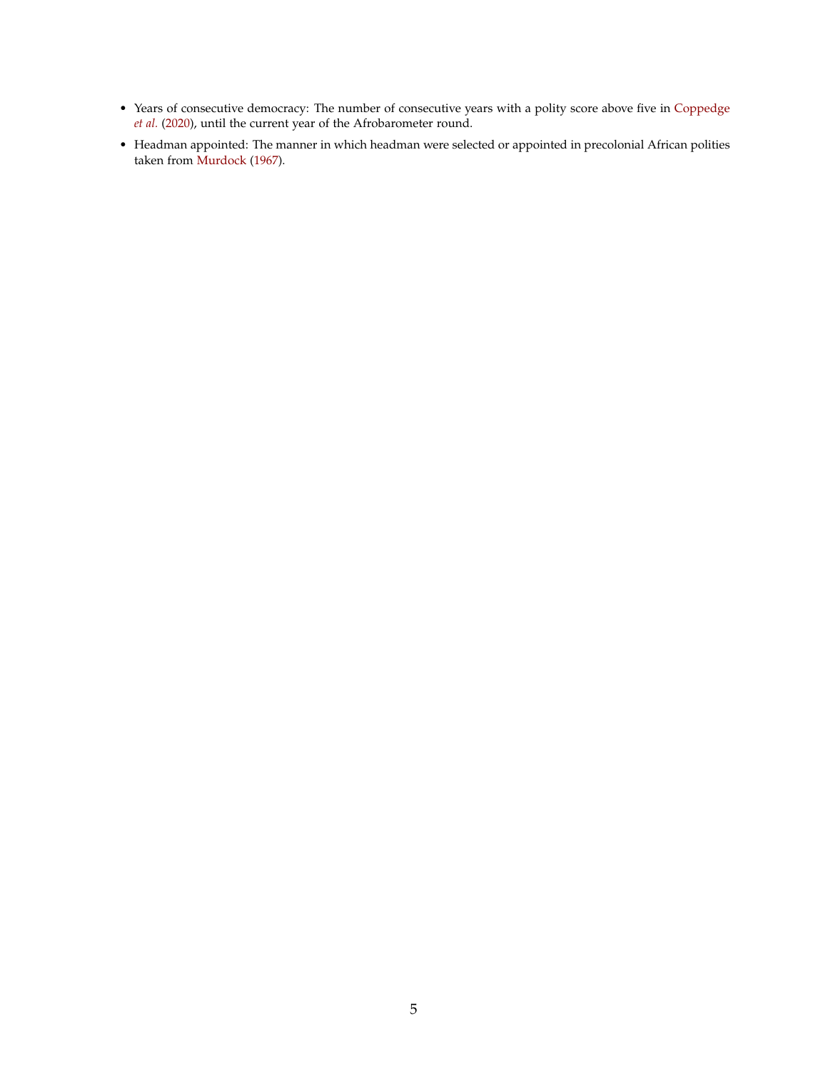- Years of consecutive democracy: The number of consecutive years with a polity score above five in Coppedge *et al.* (2020), until the current year of the Afrobarometer round.
- Headman appointed: The manner in which headman were selected or appointed in precolonial African polities taken from Murdock (1967).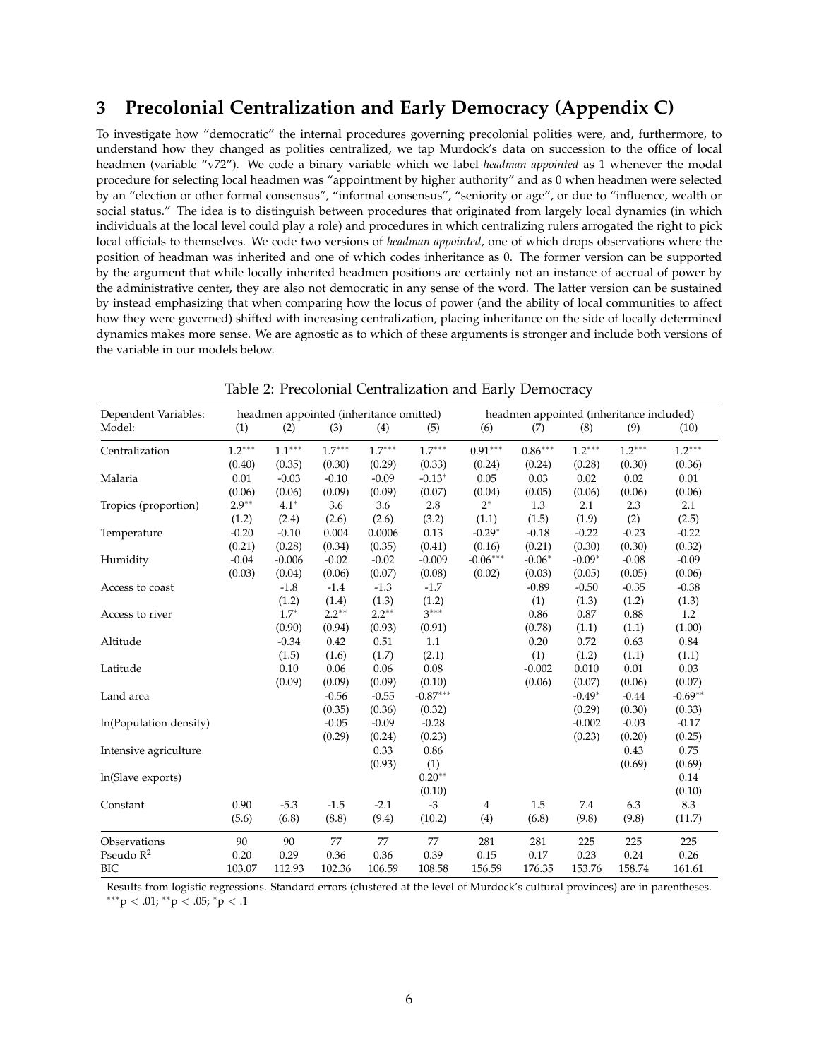## 3 Precolonial Centralization and Early Democracy (Appendix C)

To investigate how "democratic" the internal procedures governing precolonial polities were, and, furthermore, to understand how they changed as polities centralized, we tap Murdock's data on succession to the office of local headmen (variable "v72"). We code a binary variable which we label *headman appointed* as 1 whenever the modal procedure for selecting local headmen was "appointment by higher authority" and as 0 when headmen were selected by an "election or other formal consensus", "informal consensus", "seniority or age", or due to "influence, wealth or social status." The idea is to distinguish between procedures that originated from largely local dynamics (in which individuals at the local level could play a role) and procedures in which centralizing rulers arrogated the right to pick local officials to themselves. We code two versions of *headman appointed*, one of which drops observations where the position of headman was inherited and one of which codes inheritance as 0. The former version can be supported by the argument that while locally inherited headmen positions are certainly not an instance of accrual of power by the administrative center, they are also not democratic in any sense of the word. The latter version can be sustained by instead emphasizing that when comparing how the locus of power (and the ability of local communities to affect how they were governed) shifted with increasing centralization, placing inheritance on the side of locally determined dynamics makes more sense. We are agnostic as to which of these arguments is stronger and include both versions of the variable in our models below.

Table 2: Precolonial Centralization and Early Democracy

| Dependent Variables: | headmen appointed (inheritance omitted) | | | | | headmen appointed (inheritance included) | | | | |
|---|---|---|---|---|---|---|---|---|---|---|
| Model: | (1) | (2) | (3) | (4) | (5) | (6) | (7) | (8) | (9) | (10) |
| Centralization | 1.2*** | 1.1*** | 1.7*** | 1.7*** | 1.7*** | 0.91*** | 0.86*** | 1.2*** | 1.2*** | 1.2*** |
| | (0.40) | (0.35) | (0.30) | (0.29) | (0.33) | (0.24) | (0.24) | (0.28) | (0.30) | (0.36) |
| Malaria | 0.01 | -0.03 | -0.10 | -0.09 | -0.13* | 0.05 | 0.03 | 0.02 | 0.02 | 0.01 |
| | (0.06) | (0.06) | (0.09) | (0.09) | (0.07) | (0.04) | (0.05) | (0.06) | (0.06) | (0.06) |
| Tropics (proportion) | 2.9** | 4.1* | 3.6 | 3.6 | 2.8 | 2* | 1.3 | 2.1 | 2.3 | 2.1 |
| | (1.2) | (2.4) | (2.6) | (2.6) | (3.2) | (1.1) | (1.5) | (1.9) | (2) | (2.5) |
| Temperature | -0.20 | -0.10 | 0.004 | 0.0006 | 0.13 | -0.29* | -0.18 | -0.22 | -0.23 | -0.22 |
| | (0.21) | (0.28) | (0.34) | (0.35) | (0.41) | (0.16) | (0.21) | (0.30) | (0.30) | (0.32) |
| Humidity | -0.04 | -0.006 | -0.02 | -0.02 | -0.009 | -0.06*** | -0.06* | -0.09* | -0.08 | -0.09 |
| | (0.03) | (0.04) | (0.06) | (0.07) | (0.08) | (0.02) | (0.03) | (0.05) | (0.05) | (0.06) |
| Access to coast | | -1.8 | -1.4 | -1.3 | -1.7 | | -0.89 | -0.50 | -0.35 | -0.38 |
| | | (1.2) | (1.4) | (1.3) | (1.2) | | (1) | (1.3) | (1.2) | (1.3) |
| Access to river | | 1.7* | 2.2** | 2.2** | 3*** | | 0.86 | 0.87 | 0.88 | 1.2 |
| | | (0.90) | (0.94) | (0.93) | (0.91) | | (0.78) | (1.1) | (1.1) | (1.00) |
| Altitude | | -0.34 | 0.42 | 0.51 | 1.1 | | 0.20 | 0.72 | 0.63 | 0.84 |
| | | (1.5) | (1.6) | (1.7) | (2.1) | | (1) | (1.2) | (1.1) | (1.1) |
| Latitude | | 0.10 | 0.06 | 0.06 | 0.08 | | -0.002 | 0.010 | 0.01 | 0.03 |
| | | (0.09) | (0.09) | (0.09) | (0.10) | | (0.06) | (0.07) | (0.06) | (0.07) |
| Land area | | | -0.56 | -0.55 | -0.87*** | | | -0.49* | -0.44 | -0.69** |
| | | | (0.35) | (0.36) | (0.32) | | | (0.29) | (0.30) | (0.33) |
| ln(Population density) | | | -0.05 | -0.09 | -0.28 | | | -0.002 | -0.03 | -0.17 |
| | | | (0.29) | (0.24) | (0.23) | | | (0.23) | (0.20) | (0.25) |
| Intensive agriculture | | | | 0.33 | 0.86 | | | | 0.43 | 0.75 |
| | | | | (0.93) | (1) | | | | (0.69) | (0.69) |
| ln(Slave exports) | | | | | 0.20** | | | | | 0.14 |
| | | | | | (0.10) | | | | | (0.10) |
| Constant | 0.90 | -5.3 | -1.5 | -2.1 | -3 | 4 | 1.5 | 7.4 | 6.3 | 8.3 |
| | (5.6) | (6.8) | (8.8) | (9.4) | (10.2) | (4) | (6.8) | (9.8) | (9.8) | (11.7) |
| Observations | 90 | 90 | 77 | 77 | 77 | 281 | 281 | 225 | 225 | 225 |
| Pseudo $R^2$ | 0.20 | 0.29 | 0.36 | 0.36 | 0.39 | 0.15 | 0.17 | 0.23 | 0.24 | 0.26 |
| BIC | 103.07 | 112.93 | 102.36 | 106.59 | 108.58 | 156.59 | 176.35 | 153.76 | 158.74 | 161.61 |

Results from logistic regressions. Standard errors (clustered at the level of Murdock's cultural provinces) are in parentheses. $^{***}p < .01$; $^{**}p < .05$; $^{*}p < .1$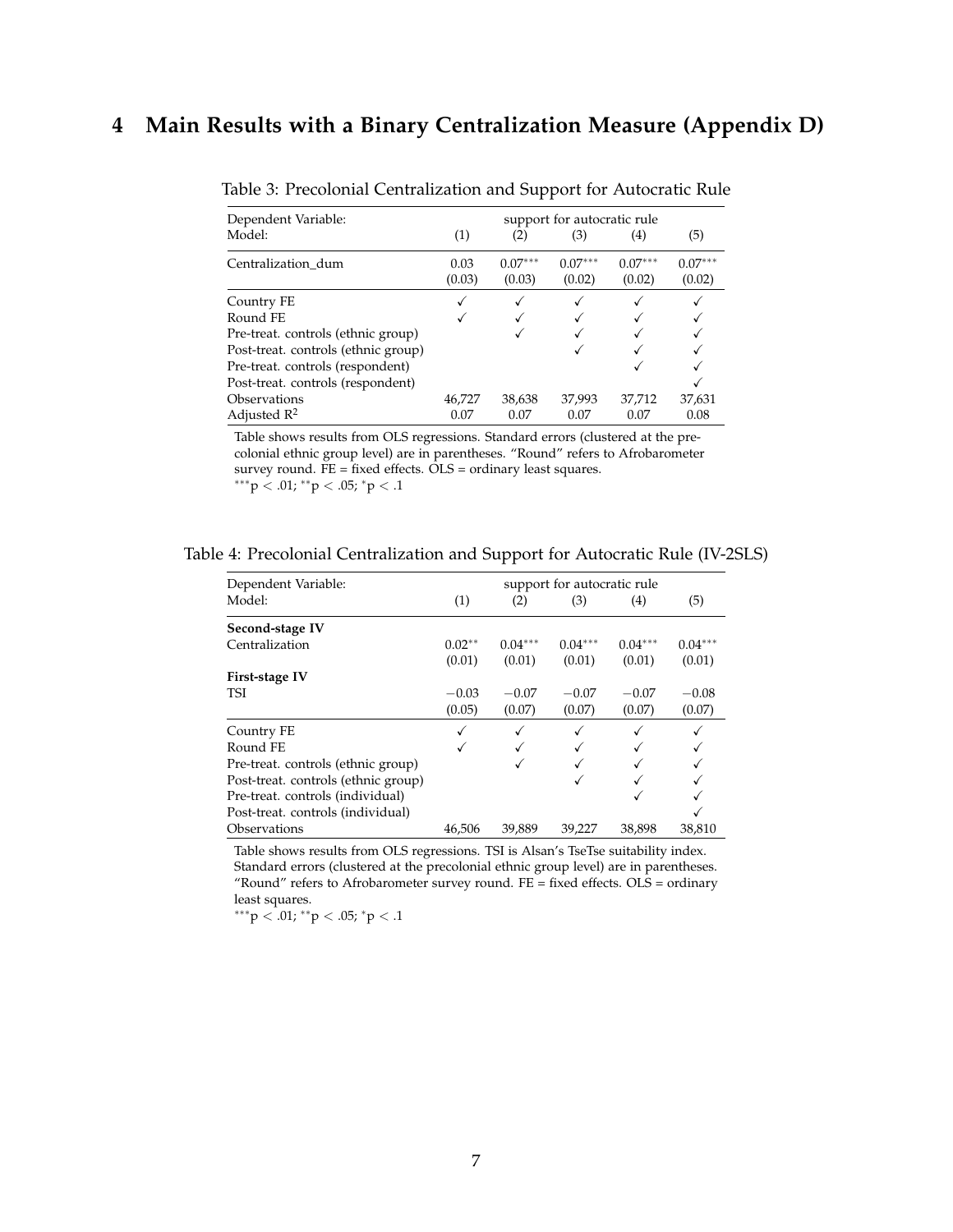# 4 Main Results with a Binary Centralization Measure (Appendix D)

Table 3: Precolonial Centralization and Support for Autocratic Rule

| Dependent Variable: | support for autocratic rule | | | | |
|---|---|---|---|---|---|
| Model: | (1) | (2) | (3) | (4) | (5) |
| Centralization_dum | 0.03 | $0.07^{***}$ | $0.07^{***}$ | $0.07^{***}$ | $0.07^{***}$ |
| | (0.03) | (0.03) | (0.02) | (0.02) | (0.02) |
| Country FE | ✓ | ✓ | ✓ | ✓ | ✓ |
| Round FE | ✓ | ✓ | ✓ | ✓ | ✓ |
| Pre-treat. controls (ethnic group) | | ✓ | ✓ | ✓ | ✓ |
| Post-treat. controls (ethnic group) | | | ✓ | ✓ | ✓ |
| Pre-treat. controls (respondent) | | | | ✓ | ✓ |
| Post-treat. controls (respondent) | | | | | ✓ |
| Observations | 46,727 | 38,638 | 37,993 | 37,712 | 37,631 |
| Adjusted $R^2$ | 0.07 | 0.07 | 0.07 | 0.07 | 0.08 |

Table shows results from OLS regressions. Standard errors (clustered at the precolonial ethnic group level) are in parentheses. "Round" refers to Afrobarometer survey round. FE = fixed effects. OLS = ordinary least squares.
$^{***}p < .01$; $^{**}p < .05$; $^{*}p < .1$

Table 4: Precolonial Centralization and Support for Autocratic Rule (IV-2SLS)

| Dependent Variable: | support for autocratic rule | | | | |
|---|---|---|---|---|---|
| Model: | (1) | (2) | (3) | (4) | (5) |
| **Second-stage IV** | | | | | |
| Centralization | $0.02^{**}$ | $0.04^{***}$ | $0.04^{***}$ | $0.04^{***}$ | $0.04^{***}$ |
| | (0.01) | (0.01) | (0.01) | (0.01) | (0.01) |
| **First-stage IV** | | | | | |
| TSI | $-0.03$ | $-0.07$ | $-0.07$ | $-0.07$ | $-0.08$ |
| | (0.05) | (0.07) | (0.07) | (0.07) | (0.07) |
| Country FE | ✓ | ✓ | ✓ | ✓ | ✓ |
| Round FE | ✓ | ✓ | ✓ | ✓ | ✓ |
| Pre-treat. controls (ethnic group) | | ✓ | ✓ | ✓ | ✓ |
| Post-treat. controls (ethnic group) | | | ✓ | ✓ | ✓ |
| Pre-treat. controls (individual) | | | | ✓ | ✓ |
| Post-treat. controls (individual) | | | | | ✓ |
| Observations | 46,506 | 39,889 | 39,227 | 38,898 | 38,810 |

Table shows results from OLS regressions. TSI is Alsan's TseTse suitability index. Standard errors (clustered at the precolonial ethnic group level) are in parentheses. "Round" refers to Afrobarometer survey round. FE = fixed effects. OLS = ordinary least squares.
$^{***}p < .01$; $^{**}p < .05$; $^{*}p < .1$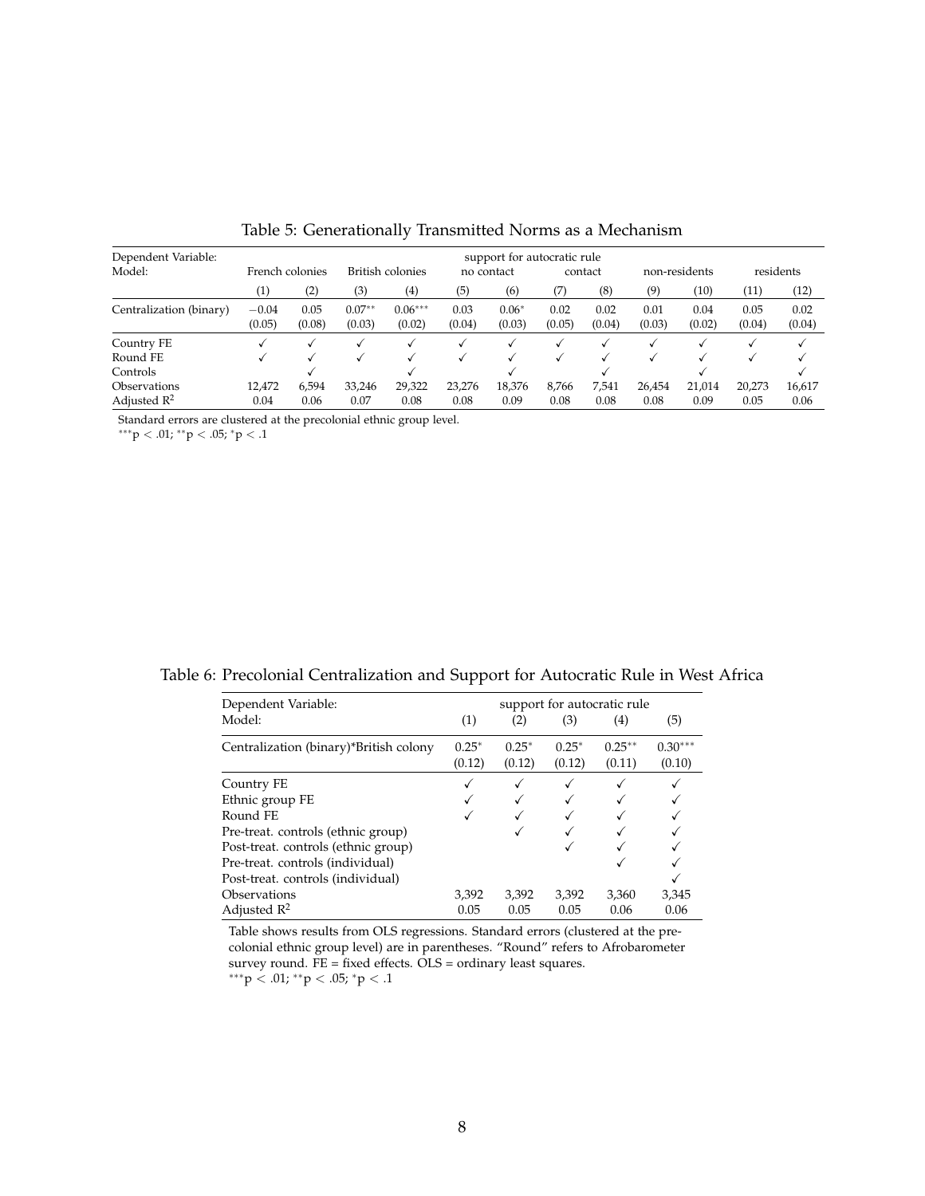Table 5: Generationally Transmitted Norms as a Mechanism

| Dependent Variable: | support for autocratic rule | | | | | | | | | | | |
|---|---|---|---|---|---|---|---|---|---|---|---|---|
| Model: | French colonies | | British colonies | | no contact | | contact | | non-residents | | residents | |
| | (1) | (2) | (3) | (4) | (5) | (6) | (7) | (8) | (9) | (10) | (11) | (12) |
| Centralization (binary) | −0.04 | 0.05 | $0.07^{**}$ | $0.06^{***}$ | 0.03 | $0.06^{*}$ | 0.02 | 0.02 | 0.01 | 0.04 | 0.05 | 0.02 |
| | (0.05) | (0.08) | (0.03) | (0.02) | (0.04) | (0.03) | (0.05) | (0.04) | (0.03) | (0.02) | (0.04) | (0.04) |
| Country FE | ✓ | ✓ | ✓ | ✓ | ✓ | ✓ | ✓ | ✓ | ✓ | ✓ | ✓ | ✓ |
| Round FE | ✓ | ✓ | ✓ | ✓ | ✓ | ✓ | ✓ | ✓ | ✓ | ✓ | ✓ | ✓ |
| Controls | | ✓ | | ✓ | | ✓ | | ✓ | | ✓ | | ✓ |
| Observations | 12,472 | 6,594 | 33,246 | 29,322 | 23,276 | 18,376 | 8,766 | 7,541 | 26,454 | 21,014 | 20,273 | 16,617 |
| Adjusted $R^2$ | 0.04 | 0.06 | 0.07 | 0.08 | 0.08 | 0.09 | 0.08 | 0.08 | 0.08 | 0.09 | 0.05 | 0.06 |

Standard errors are clustered at the precolonial ethnic group level.
$^{***}p < .01$; $^{**}p < .05$; $^{*}p < .1$

Table 6: Precolonial Centralization and Support for Autocratic Rule in West Africa

| Dependent Variable: | support for autocratic rule | | | | |
|---|---|---|---|---|---|
| Model: | (1) | (2) | (3) | (4) | (5) |
| Centralization (binary)*British colony | $0.25^{*}$ | $0.25^{*}$ | $0.25^{*}$ | $0.25^{**}$ | $0.30^{***}$ |
| | (0.12) | (0.12) | (0.12) | (0.11) | (0.10) |
| Country FE | ✓ | ✓ | ✓ | ✓ | ✓ |
| Ethnic group FE | ✓ | ✓ | ✓ | ✓ | ✓ |
| Round FE | ✓ | ✓ | ✓ | ✓ | ✓ |
| Pre-treat. controls (ethnic group) | | ✓ | ✓ | ✓ | ✓ |
| Post-treat. controls (ethnic group) | | | ✓ | ✓ | ✓ |
| Pre-treat. controls (individual) | | | | ✓ | ✓ |
| Post-treat. controls (individual) | | | | | ✓ |
| Observations | 3,392 | 3,392 | 3,392 | 3,360 | 3,345 |
| Adjusted $R^2$ | 0.05 | 0.05 | 0.05 | 0.06 | 0.06 |

Table shows results from OLS regressions. Standard errors (clustered at the precolonial ethnic group level) are in parentheses. "Round" refers to Afrobarometer survey round. FE = fixed effects. OLS = ordinary least squares.
$^{***}p < .01$; $^{**}p < .05$; $^{*}p < .1$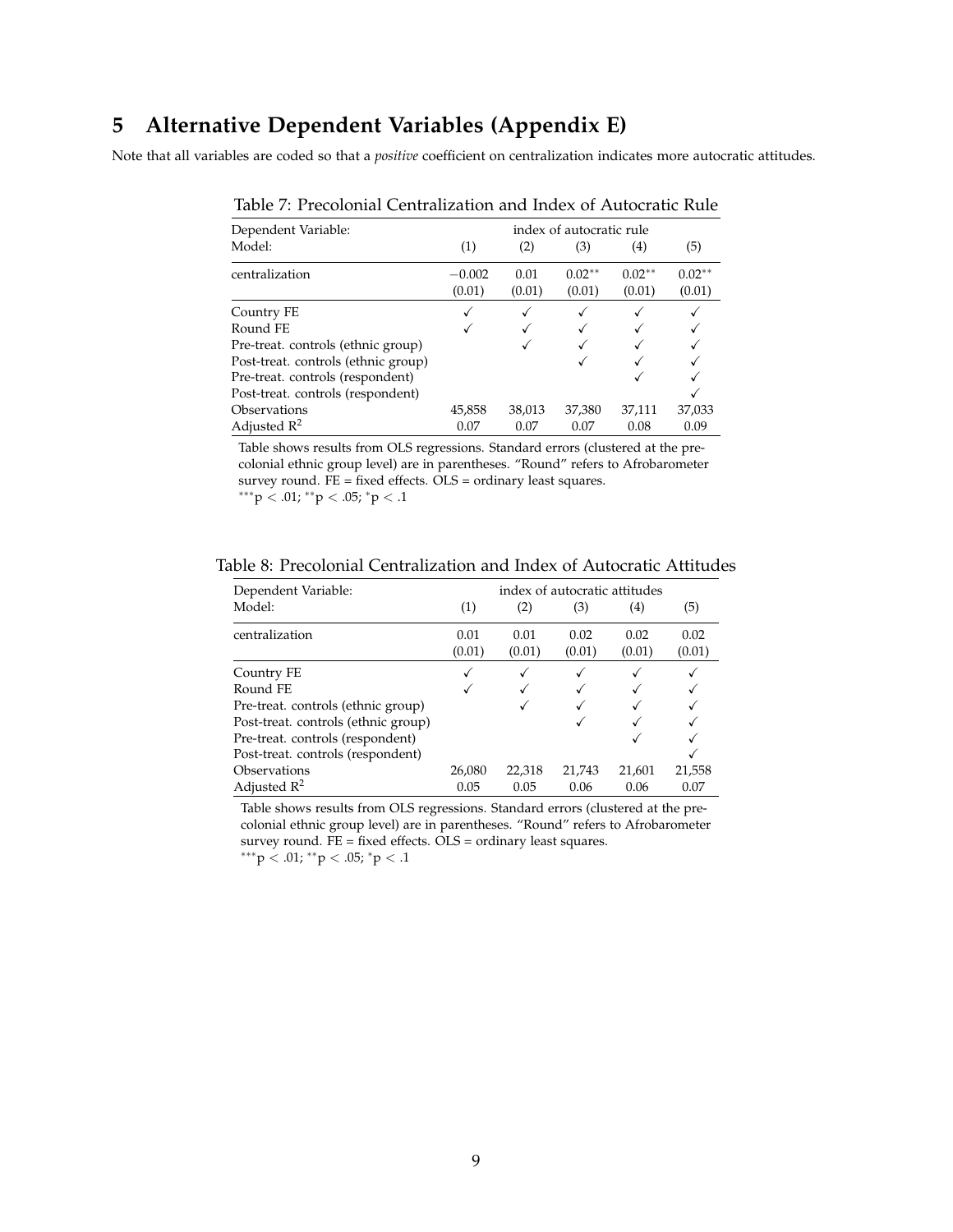# 5 Alternative Dependent Variables (Appendix E)

Note that all variables are coded so that a *positive* coefficient on centralization indicates more autocratic attitudes.

Table 7: Precolonial Centralization and Index of Autocratic Rule

| Dependent Variable: | index of autocratic rule | | | | |
|---|---|---|---|---|---|
| Model: | (1) | (2) | (3) | (4) | (5) |
| centralization | −0.002 | 0.01 | 0.02** | 0.02** | 0.02** |
| | (0.01) | (0.01) | (0.01) | (0.01) | (0.01) |
| Country FE | ✓ | ✓ | ✓ | ✓ | ✓ |
| Round FE | ✓ | ✓ | ✓ | ✓ | ✓ |
| Pre-treat. controls (ethnic group) | | ✓ | ✓ | ✓ | ✓ |
| Post-treat. controls (ethnic group) | | | ✓ | ✓ | ✓ |
| Pre-treat. controls (respondent) | | | | ✓ | ✓ |
| Post-treat. controls (respondent) | | | | | ✓ |
| Observations | 45,858 | 38,013 | 37,380 | 37,111 | 37,033 |
| Adjusted $R^2$ | 0.07 | 0.07 | 0.07 | 0.08 | 0.09 |

Table shows results from OLS regressions. Standard errors (clustered at the precolonial ethnic group level) are in parentheses. "Round" refers to Afrobarometer survey round. FE = fixed effects. OLS = ordinary least squares.
$^{***}p < .01$; $^{**}p < .05$; $^{*}p < .1$

Table 8: Precolonial Centralization and Index of Autocratic Attitudes

| Dependent Variable: | index of autocratic attitudes | | | | |
|---|---|---|---|---|---|
| Model: | (1) | (2) | (3) | (4) | (5) |
| centralization | 0.01 | 0.01 | 0.02 | 0.02 | 0.02 |
| | (0.01) | (0.01) | (0.01) | (0.01) | (0.01) |
| Country FE | ✓ | ✓ | ✓ | ✓ | ✓ |
| Round FE | ✓ | ✓ | ✓ | ✓ | ✓ |
| Pre-treat. controls (ethnic group) | | ✓ | ✓ | ✓ | ✓ |
| Post-treat. controls (ethnic group) | | | ✓ | ✓ | ✓ |
| Pre-treat. controls (respondent) | | | | ✓ | ✓ |
| Post-treat. controls (respondent) | | | | | ✓ |
| Observations | 26,080 | 22,318 | 21,743 | 21,601 | 21,558 |
| Adjusted $R^2$ | 0.05 | 0.05 | 0.06 | 0.06 | 0.07 |

Table shows results from OLS regressions. Standard errors (clustered at the precolonial ethnic group level) are in parentheses. "Round" refers to Afrobarometer survey round. FE = fixed effects. OLS = ordinary least squares.
$^{***}p < .01$; $^{**}p < .05$; $^{*}p < .1$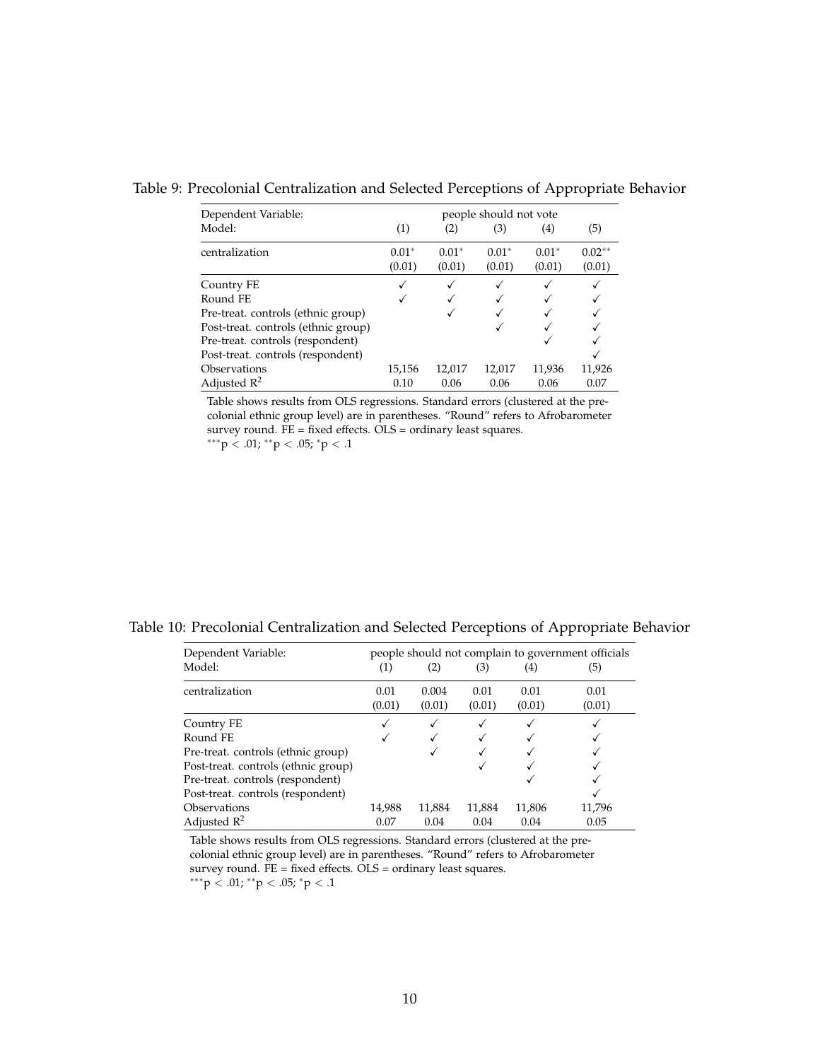Table 9: Precolonial Centralization and Selected Perceptions of Appropriate Behavior

| Dependent Variable: | people should not vote | | | | |
|---|---|---|---|---|---|
| Model: | (1) | (2) | (3) | (4) | (5) |
| centralization | 0.01* | 0.01* | 0.01* | 0.01* | 0.02** |
| | (0.01) | (0.01) | (0.01) | (0.01) | (0.01) |
| Country FE | ✓ | ✓ | ✓ | ✓ | ✓ |
| Round FE | ✓ | ✓ | ✓ | ✓ | ✓ |
| Pre-treat. controls (ethnic group) | | ✓ | ✓ | ✓ | ✓ |
| Post-treat. controls (ethnic group) | | | ✓ | ✓ | ✓ |
| Pre-treat. controls (respondent) | | | | ✓ | ✓ |
| Post-treat. controls (respondent) | | | | | ✓ |
| Observations | 15,156 | 12,017 | 12,017 | 11,936 | 11,926 |
| Adjusted $R^2$ | 0.10 | 0.06 | 0.06 | 0.06 | 0.07 |

Table shows results from OLS regressions. Standard errors (clustered at the precolonial ethnic group level) are in parentheses. "Round" refers to Afrobarometer survey round. FE = fixed effects. OLS = ordinary least squares.
***$p < .01$; **$p < .05$; *$p < .1$

Table 10: Precolonial Centralization and Selected Perceptions of Appropriate Behavior

| Dependent Variable: | people should not complain to government officials | | | | |
|---|---|---|---|---|---|
| Model: | (1) | (2) | (3) | (4) | (5) |
| centralization | 0.01 | 0.004 | 0.01 | 0.01 | 0.01 |
| | (0.01) | (0.01) | (0.01) | (0.01) | (0.01) |
| Country FE | ✓ | ✓ | ✓ | ✓ | ✓ |
| Round FE | ✓ | ✓ | ✓ | ✓ | ✓ |
| Pre-treat. controls (ethnic group) | | ✓ | ✓ | ✓ | ✓ |
| Post-treat. controls (ethnic group) | | | ✓ | ✓ | ✓ |
| Pre-treat. controls (respondent) | | | | ✓ | ✓ |
| Post-treat. controls (respondent) | | | | | ✓ |
| Observations | 14,988 | 11,884 | 11,884 | 11,806 | 11,796 |
| Adjusted $R^2$ | 0.07 | 0.04 | 0.04 | 0.04 | 0.05 |

Table shows results from OLS regressions. Standard errors (clustered at the precolonial ethnic group level) are in parentheses. "Round" refers to Afrobarometer survey round. FE = fixed effects. OLS = ordinary least squares.
***$p < .01$; **$p < .05$; *$p < .1$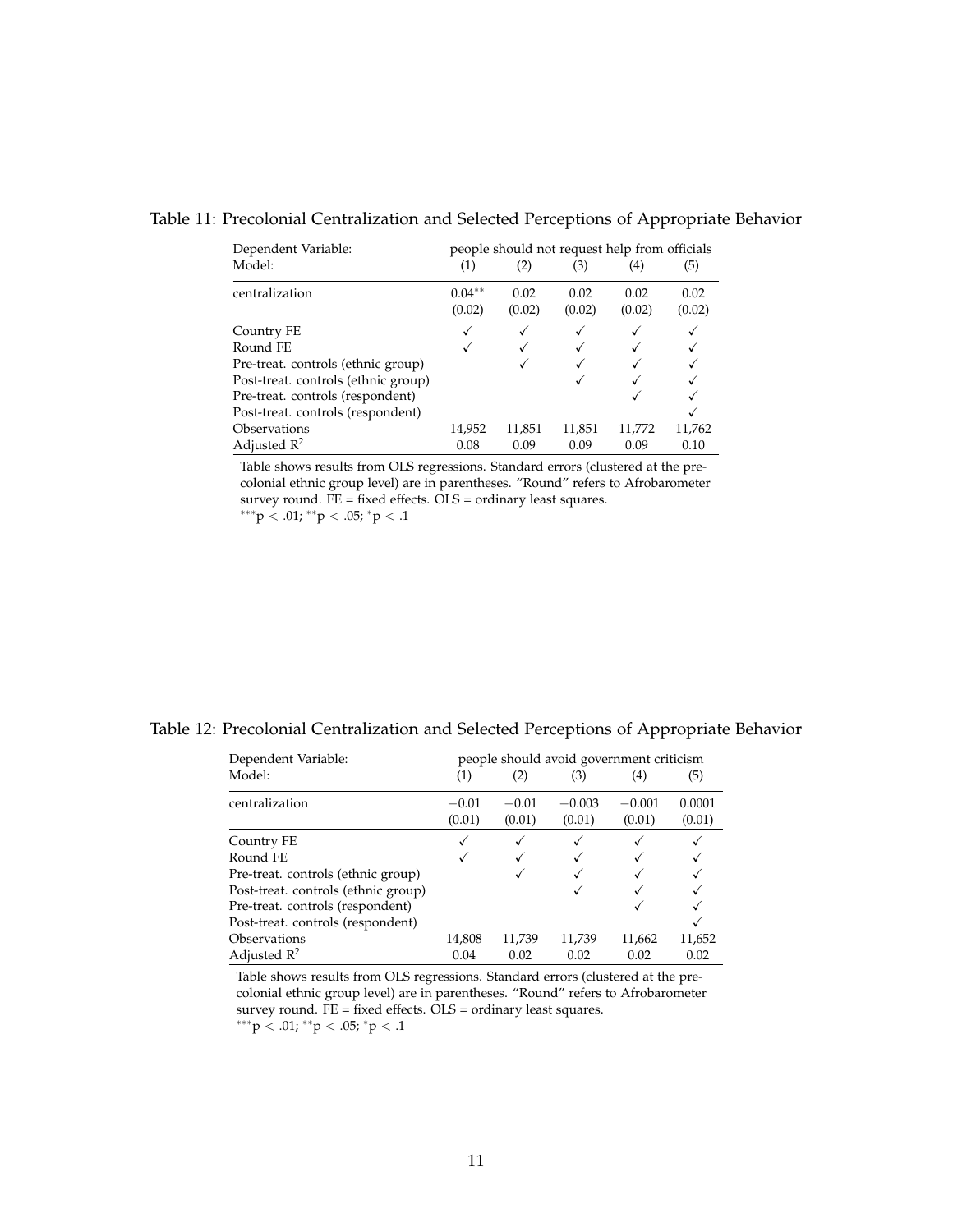Table 11: Precolonial Centralization and Selected Perceptions of Appropriate Behavior

| Dependent Variable: | people should not request help from officials | | | | |
|---|---|---|---|---|---|
| Model: | (1) | (2) | (3) | (4) | (5) |
| centralization | 0.04** | 0.02 | 0.02 | 0.02 | 0.02 |
| | (0.02) | (0.02) | (0.02) | (0.02) | (0.02) |
| Country FE | ✓ | ✓ | ✓ | ✓ | ✓ |
| Round FE | ✓ | ✓ | ✓ | ✓ | ✓ |
| Pre-treat. controls (ethnic group) | | ✓ | ✓ | ✓ | ✓ |
| Post-treat. controls (ethnic group) | | | ✓ | ✓ | ✓ |
| Pre-treat. controls (respondent) | | | | ✓ | ✓ |
| Post-treat. controls (respondent) | | | | | ✓ |
| Observations | 14,952 | 11,851 | 11,851 | 11,772 | 11,762 |
| Adjusted $R^2$ | 0.08 | 0.09 | 0.09 | 0.09 | 0.10 |

Table shows results from OLS regressions. Standard errors (clustered at the precolonial ethnic group level) are in parentheses. "Round" refers to Afrobarometer survey round. FE = fixed effects. OLS = ordinary least squares.
***$p < .01$; **$p < .05$; *$p < .1$

Table 12: Precolonial Centralization and Selected Perceptions of Appropriate Behavior

| Dependent Variable: | people should avoid government criticism | | | | |
|---|---|---|---|---|---|
| Model: | (1) | (2) | (3) | (4) | (5) |
| centralization | −0.01 | −0.01 | −0.003 | −0.001 | 0.0001 |
| | (0.01) | (0.01) | (0.01) | (0.01) | (0.01) |
| Country FE | ✓ | ✓ | ✓ | ✓ | ✓ |
| Round FE | ✓ | ✓ | ✓ | ✓ | ✓ |
| Pre-treat. controls (ethnic group) | | ✓ | ✓ | ✓ | ✓ |
| Post-treat. controls (ethnic group) | | | ✓ | ✓ | ✓ |
| Pre-treat. controls (respondent) | | | | ✓ | ✓ |
| Post-treat. controls (respondent) | | | | | ✓ |
| Observations | 14,808 | 11,739 | 11,739 | 11,662 | 11,652 |
| Adjusted $R^2$ | 0.04 | 0.02 | 0.02 | 0.02 | 0.02 |

Table shows results from OLS regressions. Standard errors (clustered at the precolonial ethnic group level) are in parentheses. "Round" refers to Afrobarometer survey round. FE = fixed effects. OLS = ordinary least squares.
***$p < .01$; **$p < .05$; *$p < .1$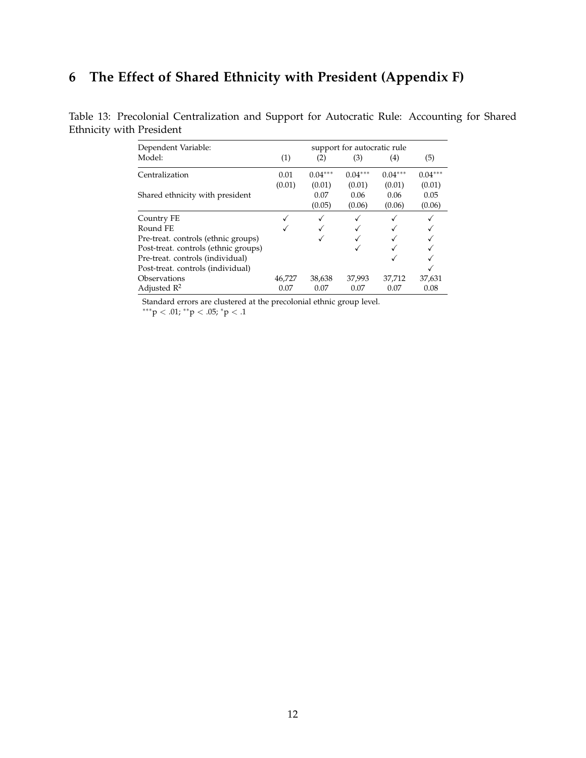# 6 The Effect of Shared Ethnicity with President (Appendix F)

Table 13: Precolonial Centralization and Support for Autocratic Rule: Accounting for Shared Ethnicity with President

| Dependent Variable: | support for autocratic rule | | | | |
|---|---|---|---|---|---|
| Model: | (1) | (2) | (3) | (4) | (5) |
| Centralization | 0.01 | $0.04^{***}$ | $0.04^{***}$ | $0.04^{***}$ | $0.04^{***}$ |
| | (0.01) | (0.01) | (0.01) | (0.01) | (0.01) |
| Shared ethnicity with president | | 0.07 | 0.06 | 0.06 | 0.05 |
| | | (0.05) | (0.06) | (0.06) | (0.06) |
| Country FE | ✓ | ✓ | ✓ | ✓ | ✓ |
| Round FE | ✓ | ✓ | ✓ | ✓ | ✓ |
| Pre-treat. controls (ethnic groups) | | ✓ | ✓ | ✓ | ✓ |
| Post-treat. controls (ethnic groups) | | | ✓ | ✓ | ✓ |
| Pre-treat. controls (individual) | | | | ✓ | ✓ |
| Post-treat. controls (individual) | | | | | ✓ |
| Observations | 46,727 | 38,638 | 37,993 | 37,712 | 37,631 |
| Adjusted $R^2$ | 0.07 | 0.07 | 0.07 | 0.07 | 0.08 |

Standard errors are clustered at the precolonial ethnic group level.
$^{***}p < .01$; $^{**}p < .05$; $^{*}p < .1$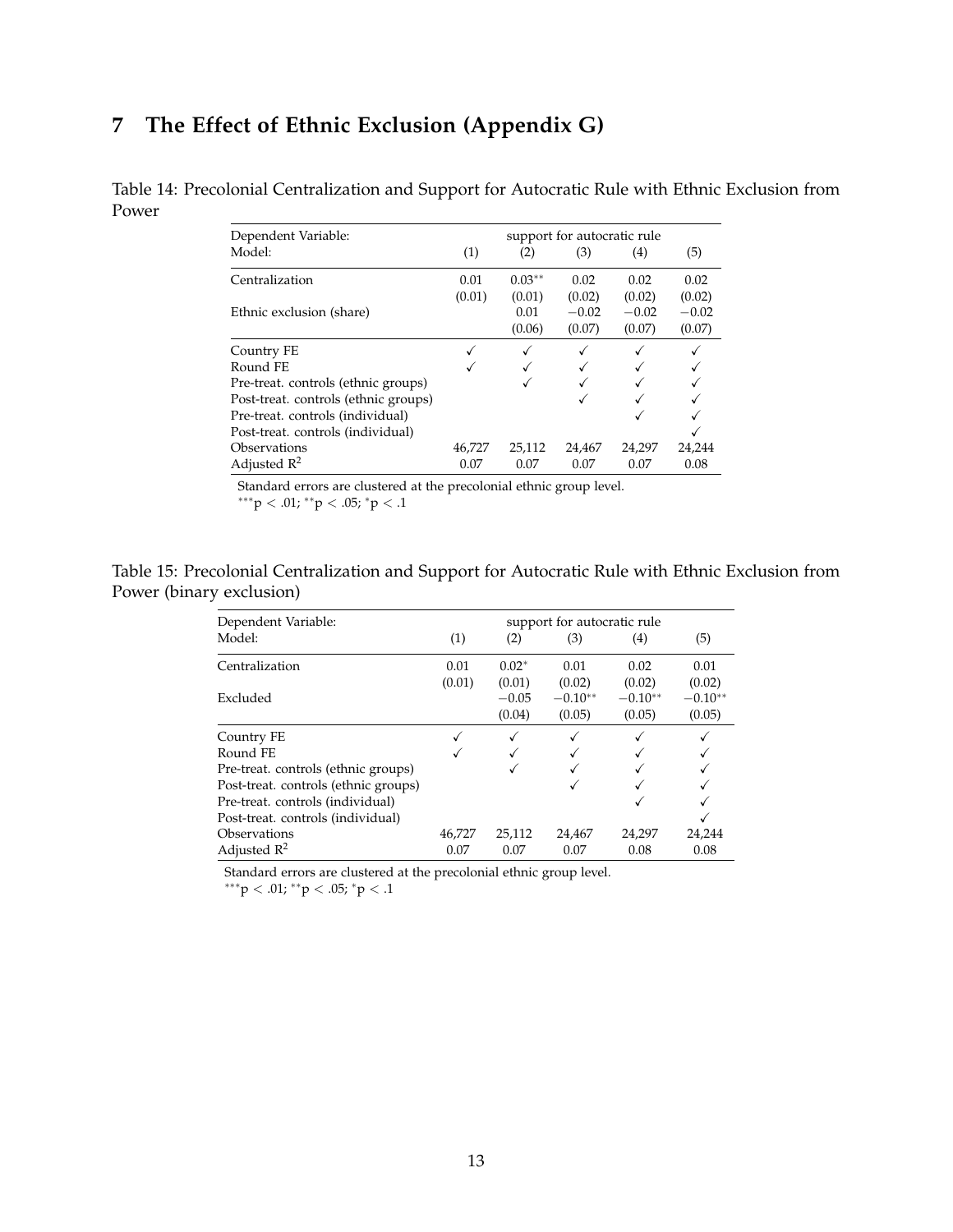# 7 The Effect of Ethnic Exclusion (Appendix G)

Table 14: Precolonial Centralization and Support for Autocratic Rule with Ethnic Exclusion from Power

| Dependent Variable: | support for autocratic rule | | | | |
|---|---|---|---|---|---|
| Model: | (1) | (2) | (3) | (4) | (5) |
| Centralization | 0.01 | $0.03^{**}$ | 0.02 | 0.02 | 0.02 |
| | (0.01) | (0.01) | (0.02) | (0.02) | (0.02) |
| Ethnic exclusion (share) | | 0.01 | $-0.02$ | $-0.02$ | $-0.02$ |
| | | (0.06) | (0.07) | (0.07) | (0.07) |
| Country FE | ✓ | ✓ | ✓ | ✓ | ✓ |
| Round FE | ✓ | ✓ | ✓ | ✓ | ✓ |
| Pre-treat. controls (ethnic groups) | | ✓ | ✓ | ✓ | ✓ |
| Post-treat. controls (ethnic groups) | | | ✓ | ✓ | ✓ |
| Pre-treat. controls (individual) | | | | ✓ | ✓ |
| Post-treat. controls (individual) | | | | | ✓ |
| Observations | 46,727 | 25,112 | 24,467 | 24,297 | 24,244 |
| Adjusted $R^2$ | 0.07 | 0.07 | 0.07 | 0.07 | 0.08 |

Standard errors are clustered at the precolonial ethnic group level.
$^{***}p < .01$; $^{**}p < .05$; $^{*}p < .1$

Table 15: Precolonial Centralization and Support for Autocratic Rule with Ethnic Exclusion from Power (binary exclusion)

| Dependent Variable: | support for autocratic rule | | | | |
|---|---|---|---|---|---|
| Model: | (1) | (2) | (3) | (4) | (5) |
| Centralization | 0.01 | $0.02^{*}$ | 0.01 | 0.02 | 0.01 |
| | (0.01) | (0.01) | (0.02) | (0.02) | (0.02) |
| Excluded | | $-0.05$ | $-0.10^{**}$ | $-0.10^{**}$ | $-0.10^{**}$ |
| | | (0.04) | (0.05) | (0.05) | (0.05) |
| Country FE | ✓ | ✓ | ✓ | ✓ | ✓ |
| Round FE | ✓ | ✓ | ✓ | ✓ | ✓ |
| Pre-treat. controls (ethnic groups) | | ✓ | ✓ | ✓ | ✓ |
| Post-treat. controls (ethnic groups) | | | ✓ | ✓ | ✓ |
| Pre-treat. controls (individual) | | | | ✓ | ✓ |
| Post-treat. controls (individual) | | | | | ✓ |
| Observations | 46,727 | 25,112 | 24,467 | 24,297 | 24,244 |
| Adjusted $R^2$ | 0.07 | 0.07 | 0.07 | 0.08 | 0.08 |

Standard errors are clustered at the precolonial ethnic group level.
$^{***}p < .01$; $^{**}p < .05$; $^{*}p < .1$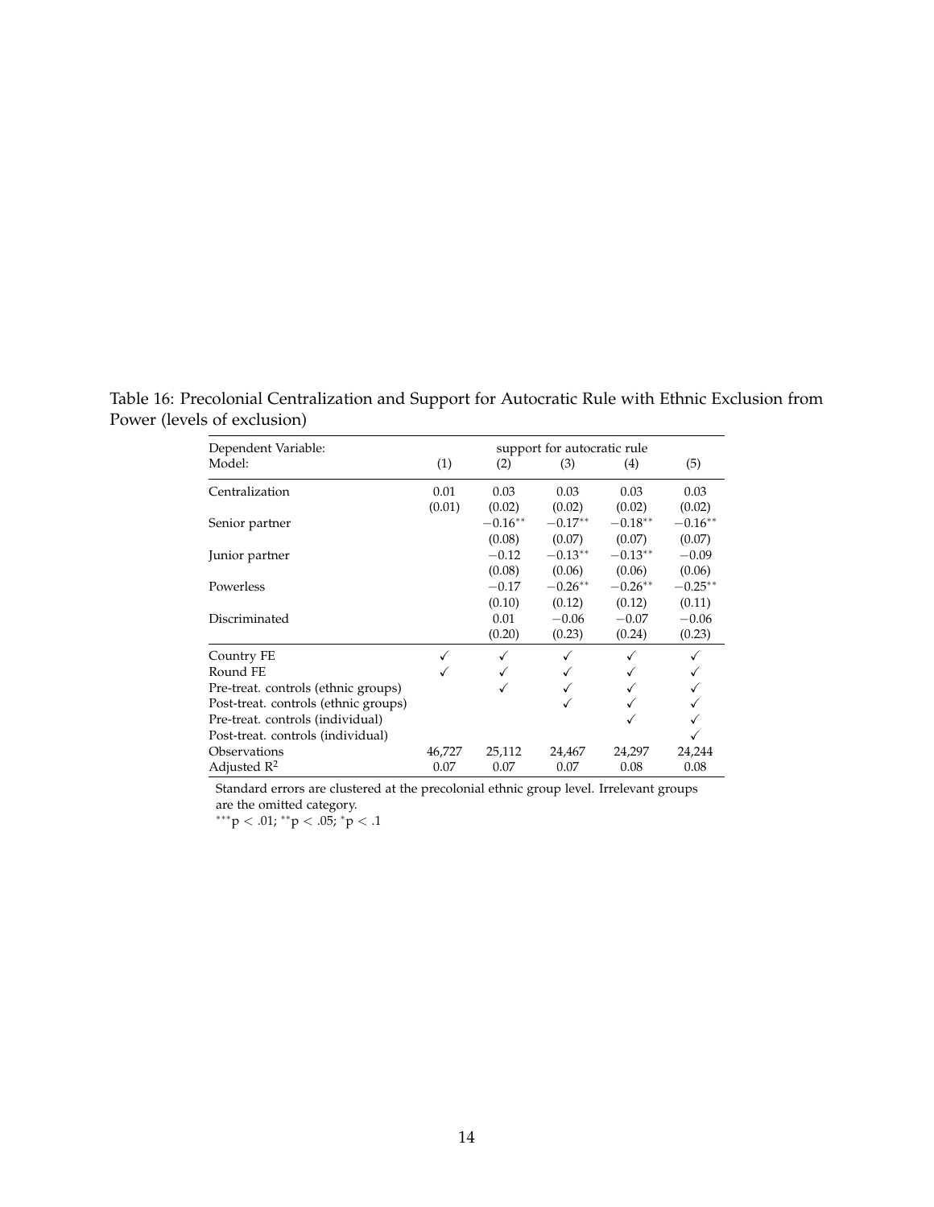Table 16: Precolonial Centralization and Support for Autocratic Rule with Ethnic Exclusion from Power (levels of exclusion)

| Dependent Variable: | support for autocratic rule | | | | |
|---|---|---|---|---|---|
| Model: | (1) | (2) | (3) | (4) | (5) |
| Centralization | 0.01 | 0.03 | 0.03 | 0.03 | 0.03 |
| | (0.01) | (0.02) | (0.02) | (0.02) | (0.02) |
| Senior partner | | $-0.16^{**}$ | $-0.17^{**}$ | $-0.18^{**}$ | $-0.16^{**}$ |
| | | (0.08) | (0.07) | (0.07) | (0.07) |
| Junior partner | | $-0.12$ | $-0.13^{**}$ | $-0.13^{**}$ | $-0.09$ |
| | | (0.08) | (0.06) | (0.06) | (0.06) |
| Powerless | | $-0.17$ | $-0.26^{**}$ | $-0.26^{**}$ | $-0.25^{**}$ |
| | | (0.10) | (0.12) | (0.12) | (0.11) |
| Discriminated | | 0.01 | $-0.06$ | $-0.07$ | $-0.06$ |
| | | (0.20) | (0.23) | (0.24) | (0.23) |
| Country FE | ✓ | ✓ | ✓ | ✓ | ✓ |
| Round FE | ✓ | ✓ | ✓ | ✓ | ✓ |
| Pre-treat. controls (ethnic groups) | | ✓ | ✓ | ✓ | ✓ |
| Post-treat. controls (ethnic groups) | | | ✓ | ✓ | ✓ |
| Pre-treat. controls (individual) | | | | ✓ | ✓ |
| Post-treat. controls (individual) | | | | | ✓ |
| Observations | 46,727 | 25,112 | 24,467 | 24,297 | 24,244 |
| Adjusted $R^2$ | 0.07 | 0.07 | 0.07 | 0.08 | 0.08 |

Standard errors are clustered at the precolonial ethnic group level. Irrelevant groups are the omitted category.

$^{***}p < .01$; $^{**}p < .05$; $^{*}p < .1$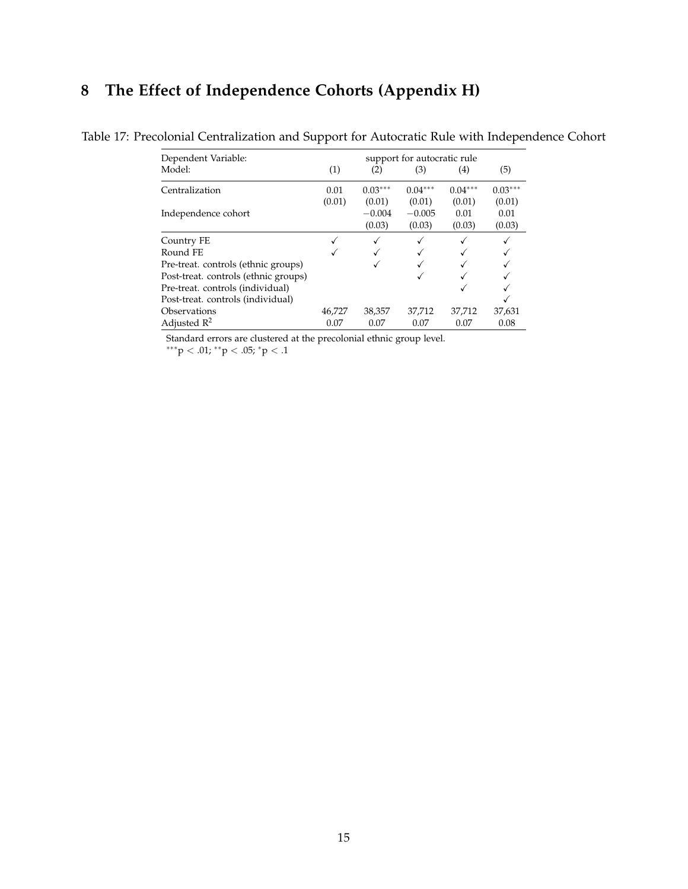# 8 The Effect of Independence Cohorts (Appendix H)

Table 17: Precolonial Centralization and Support for Autocratic Rule with Independence Cohort

| Dependent Variable: | support for autocratic rule | | | | |
|---|---|---|---|---|---|
| Model: | (1) | (2) | (3) | (4) | (5) |
| Centralization | 0.01 | $0.03^{***}$ | $0.04^{***}$ | $0.04^{***}$ | $0.03^{***}$ |
| | (0.01) | (0.01) | (0.01) | (0.01) | (0.01) |
| Independence cohort | | $-0.004$ | $-0.005$ | 0.01 | 0.01 |
| | | (0.03) | (0.03) | (0.03) | (0.03) |
| Country FE | ✓ | ✓ | ✓ | ✓ | ✓ |
| Round FE | ✓ | ✓ | ✓ | ✓ | ✓ |
| Pre-treat. controls (ethnic groups) | | ✓ | ✓ | ✓ | ✓ |
| Post-treat. controls (ethnic groups) | | | ✓ | ✓ | ✓ |
| Pre-treat. controls (individual) | | | | ✓ | ✓ |
| Post-treat. controls (individual) | | | | | ✓ |
| Observations | 46,727 | 38,357 | 37,712 | 37,712 | 37,631 |
| Adjusted $R^2$ | 0.07 | 0.07 | 0.07 | 0.07 | 0.08 |

Standard errors are clustered at the precolonial ethnic group level.
$^{***}p < .01$; $^{**}p < .05$; $^{*}p < .1$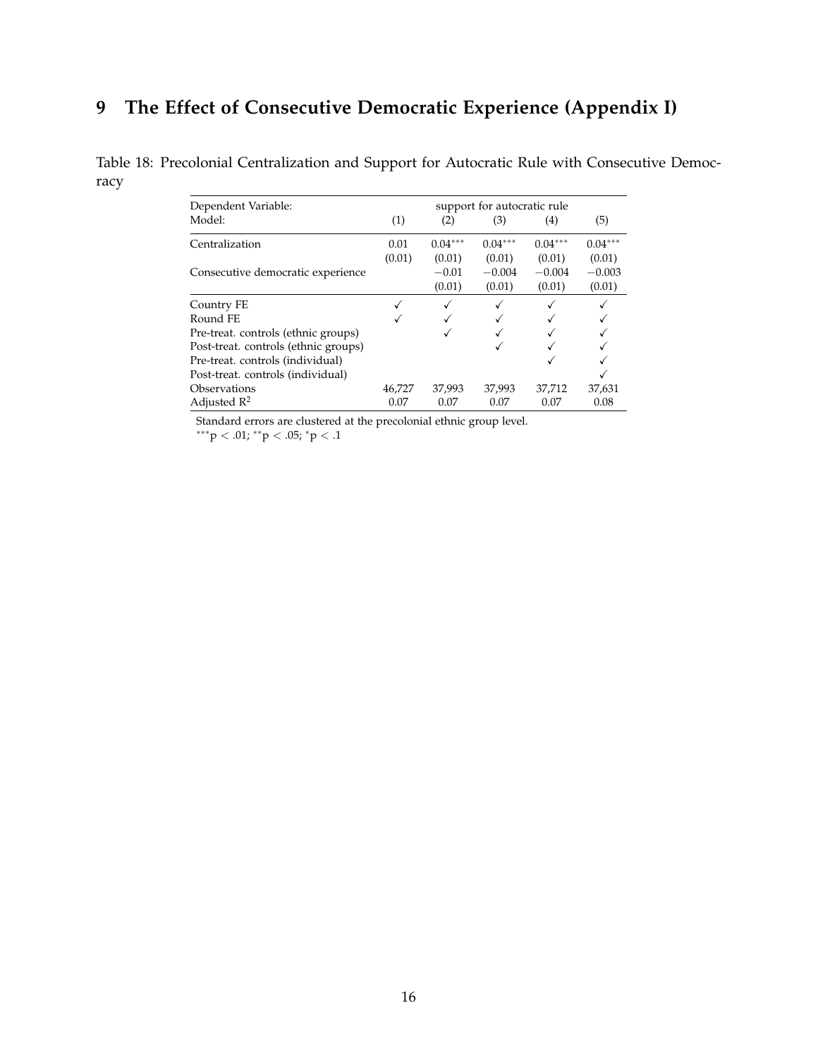# 9 The Effect of Consecutive Democratic Experience (Appendix I)

Table 18: Precolonial Centralization and Support for Autocratic Rule with Consecutive Democracy

| Dependent Variable: | support for autocratic rule | | | | |
|---|---|---|---|---|---|
| Model: | (1) | (2) | (3) | (4) | (5) |
| Centralization | 0.01 | $0.04^{***}$ | $0.04^{***}$ | $0.04^{***}$ | $0.04^{***}$ |
| | (0.01) | (0.01) | (0.01) | (0.01) | (0.01) |
| Consecutive democratic experience | | −0.01 | −0.004 | −0.004 | −0.003 |
| | | (0.01) | (0.01) | (0.01) | (0.01) |
| Country FE | ✓ | ✓ | ✓ | ✓ | ✓ |
| Round FE | ✓ | ✓ | ✓ | ✓ | ✓ |
| Pre-treat. controls (ethnic groups) | | ✓ | ✓ | ✓ | ✓ |
| Post-treat. controls (ethnic groups) | | | ✓ | ✓ | ✓ |
| Pre-treat. controls (individual) | | | | ✓ | ✓ |
| Post-treat. controls (individual) | | | | | ✓ |
| Observations | 46,727 | 37,993 | 37,993 | 37,712 | 37,631 |
| Adjusted $R^2$ | 0.07 | 0.07 | 0.07 | 0.07 | 0.08 |

Standard errors are clustered at the precolonial ethnic group level.
$^{***}p < .01$; $^{**}p < .05$; $^{*}p < .1$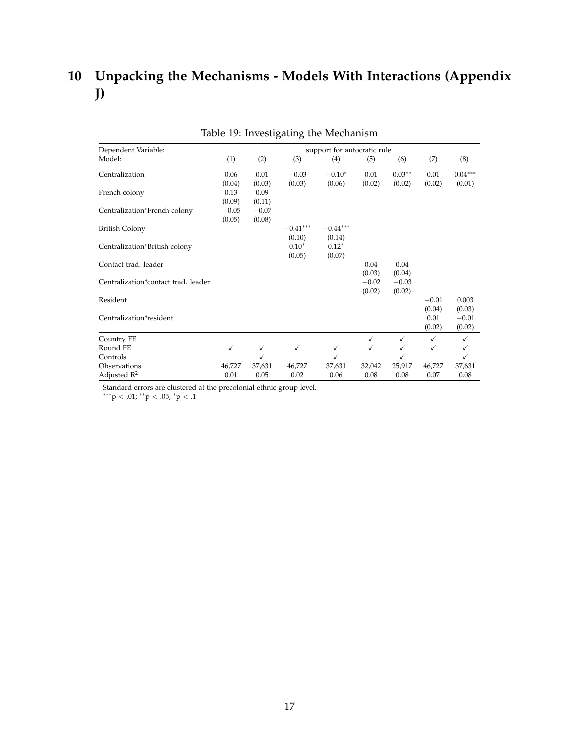# 10 Unpacking the Mechanisms - Models With Interactions (Appendix J)

Table 19: Investigating the Mechanism

| Dependent Variable: | support for autocratic rule | | | | | | | |
|---|---|---|---|---|---|---|---|---|
| Model: | (1) | (2) | (3) | (4) | (5) | (6) | (7) | (8) |
| Centralization | 0.06 | 0.01 | $-0.03$ | $-0.10^{*}$ | 0.01 | $0.03^{**}$ | 0.01 | $0.04^{***}$ |
| | (0.04) | (0.03) | (0.03) | (0.06) | (0.02) | (0.02) | (0.02) | (0.01) |
| French colony | 0.13 | 0.09 | | | | | | |
| | (0.09) | (0.11) | | | | | | |
| Centralization*French colony | $-0.05$ | $-0.07$ | | | | | | |
| | (0.05) | (0.08) | | | | | | |
| British Colony | | | $-0.41^{***}$ | $-0.44^{***}$ | | | | |
| | | | (0.10) | (0.14) | | | | |
| Centralization*British colony | | | $0.10^{*}$ | $0.12^{*}$ | | | | |
| | | | (0.05) | (0.07) | | | | |
| Contact trad. leader | | | | | 0.04 | 0.04 | | |
| | | | | | (0.03) | (0.04) | | |
| Centralization*contact trad. leader | | | | | $-0.02$ | $-0.03$ | | |
| | | | | | (0.02) | (0.02) | | |
| Resident | | | | | | | $-0.01$ | 0.003 |
| | | | | | | | (0.04) | (0.03) |
| Centralization*resident | | | | | | | 0.01 | $-0.01$ |
| | | | | | | | (0.02) | (0.02) |
| Country FE | | | | | ✓ | ✓ | ✓ | ✓ |
| Round FE | ✓ | ✓ | ✓ | ✓ | ✓ | ✓ | ✓ | ✓ |
| Controls | | ✓ | | ✓ | | ✓ | | ✓ |
| Observations | 46,727 | 37,631 | 46,727 | 37,631 | 32,042 | 25,917 | 46,727 | 37,631 |
| Adjusted $R^2$ | 0.01 | 0.05 | 0.02 | 0.06 | 0.08 | 0.08 | 0.07 | 0.08 |

Standard errors are clustered at the precolonial ethnic group level.
$^{***}p < .01$; $^{**}p < .05$; $^{*}p < .1$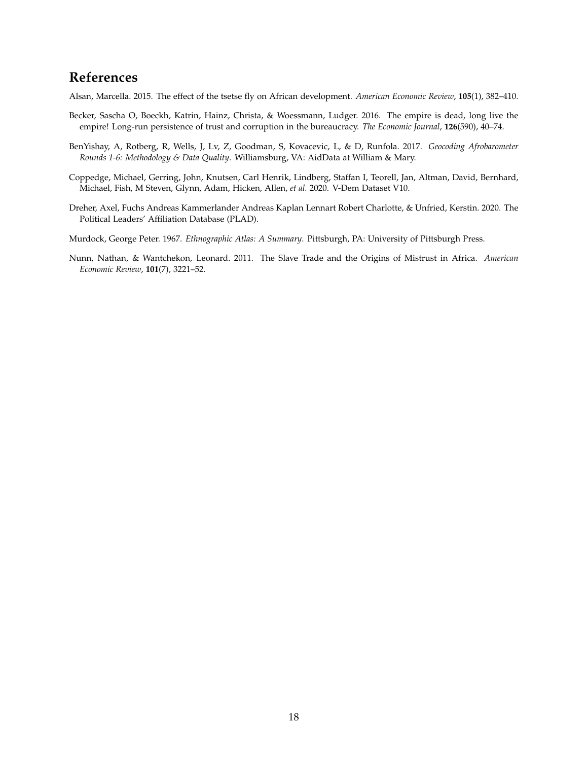## References

Alsan, Marcella. 2015. The effect of the tsetse fly on African development. *American Economic Review*, **105**(1), 382–410.

Becker, Sascha O, Boeckh, Katrin, Hainz, Christa, & Woessmann, Ludger. 2016. The empire is dead, long live the empire! Long-run persistence of trust and corruption in the bureaucracy. *The Economic Journal*, **126**(590), 40–74.

BenYishay, A, Rotberg, R, Wells, J, Lv, Z, Goodman, S, Kovacevic, L, & D, Runfola. 2017. *Geocoding Afrobarometer Rounds 1-6: Methodology & Data Quality*. Williamsburg, VA: AidData at William & Mary.

Coppedge, Michael, Gerring, John, Knutsen, Carl Henrik, Lindberg, Staffan I, Teorell, Jan, Altman, David, Bernhard, Michael, Fish, M Steven, Glynn, Adam, Hicken, Allen, *et al.* 2020. V-Dem Dataset V10.

Dreher, Axel, Fuchs Andreas Kammerlander Andreas Kaplan Lennart Robert Charlotte, & Unfried, Kerstin. 2020. The Political Leaders' Affiliation Database (PLAD).

Murdock, George Peter. 1967. *Ethnographic Atlas: A Summary*. Pittsburgh, PA: University of Pittsburgh Press.

Nunn, Nathan, & Wantchekon, Leonard. 2011. The Slave Trade and the Origins of Mistrust in Africa. *American Economic Review*, **101**(7), 3221–52.